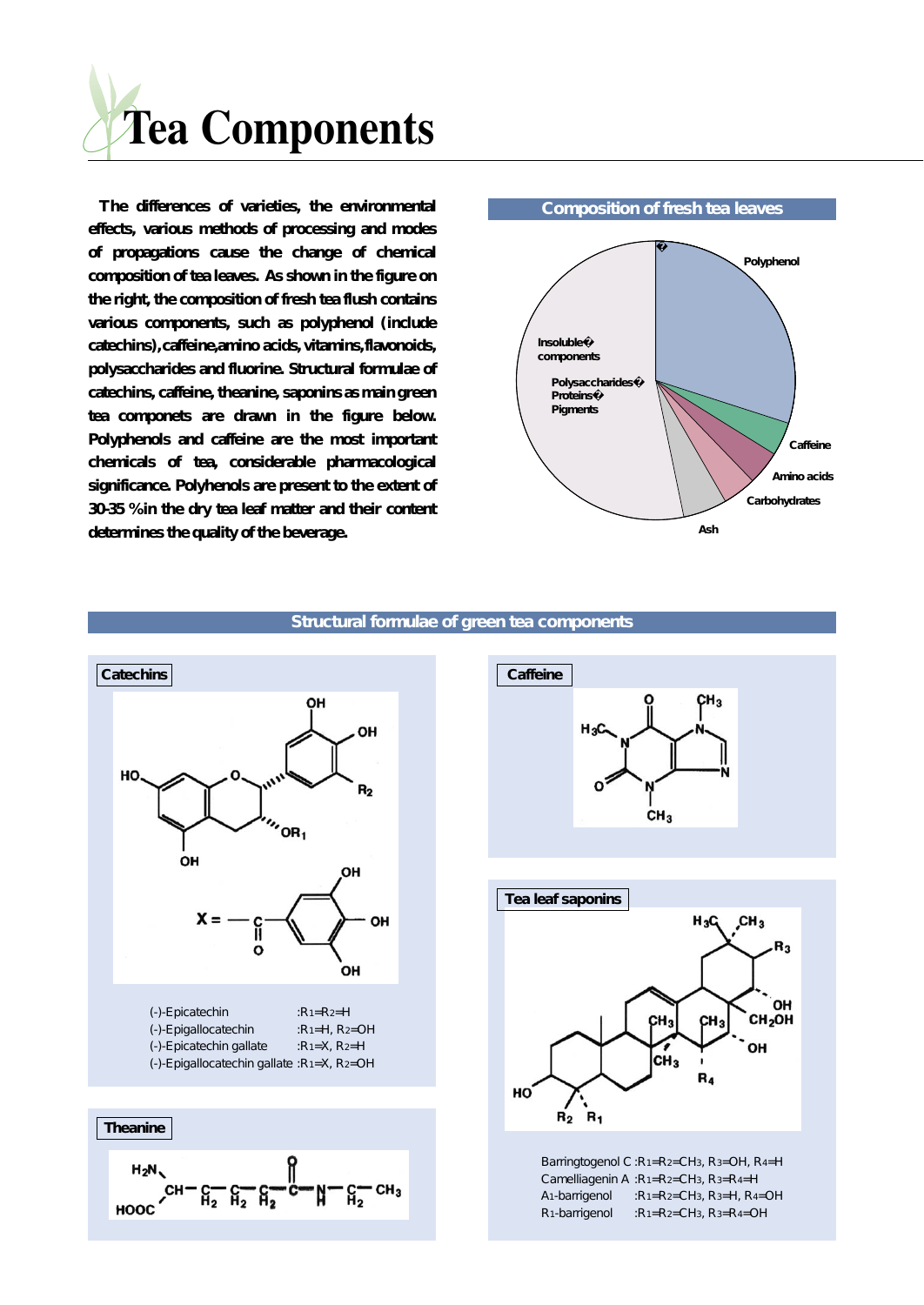# Tea Components

The differences of varieties, the environmental effects, various methods of processing and modes of propagations cause the change of chemical composition of tea leaves. As shown in the figure on the right, the composition of fresh tea flush contains various components, such as polyphenol (include catechins), caffeine, amino acids, vitamins, flavonoids, polysaccharides and fluorine. Structural formulae of catechins, caffeine, theanine, saponins as main green tea componets are drawn in the figure below. Polyphenols and caffeine are the most important chemicals of tea, considerable pharmacological significance. Polyhenols are present to the extent of 30-35 % in the dry tea leaf matter and their content determines the quality of the beverage.

## Composition of fresh tea leaves

Polyphenol

Caffeine

Amino acids

Carbohydrates

Ash

Insoluble components

Polysaccharides Proteins Pigments

## Structural formulae of green tea components

### Catechins

(-)-Epicatechin :$R_1$=$R_2$=H

(-)-Epigallocatechin :$R_1$=H, $R_2$=OH

(-)-Epicatechin gallate :$R_1$=X, $R_2$=H

(-)-Epigallocatechin gallate :$R_1$=X, $R_2$=OH

### Caffeine

### Theanine

### Tea leaf saponins

Barringtogenol C :$R_1$=$R_2$=$CH_3$, $R_3$=OH, $R_4$=H

Camelliagenin A :$R_1$=$R_2$=$CH_3$, $R_3$=$R_4$=H

$A_1$-barrigenol :$R_1$=$R_2$=$CH_3$, $R_3$=H, $R_4$=OH

$R_1$-barrigenol :$R_1$=$R_2$=$CH_3$, $R_3$=$R_4$=OH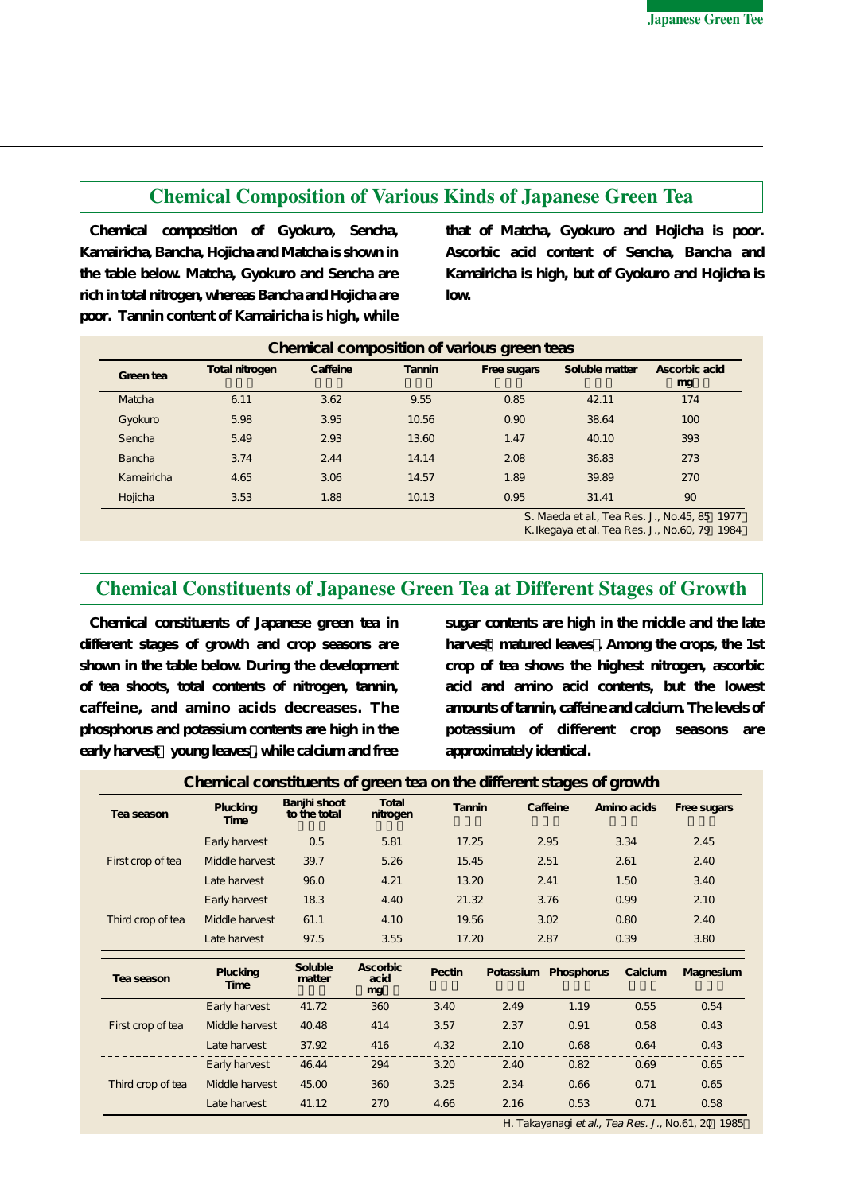## Chemical Composition of Various Kinds of Japanese Green Tea

Chemical composition of Gyokuro, Sencha, Kamairicha, Bancha, Hojicha and Matcha is shown in the table below. Matcha, Gyokuro and Sencha are rich in total nitrogen, whereas Bancha and Hojicha are poor. Tannin content of Kamairicha is high, while that of Matcha, Gyokuro and Hojicha is poor. Ascorbic acid content of Sencha, Bancha and Kamairicha is high, but of Gyokuro and Hojicha is low.

**Chemical composition of various green teas**

| Green tea | Total nitrogen | Caffeine | Tannin | Free sugars | Soluble matter | Ascorbic acid mg |
|---|---|---|---|---|---|---|
| Matcha | 6.11 | 3.62 | 9.55 | 0.85 | 42.11 | 174 |
| Gyokuro | 5.98 | 3.95 | 10.56 | 0.90 | 38.64 | 100 |
| Sencha | 5.49 | 2.93 | 13.60 | 1.47 | 40.10 | 393 |
| Bancha | 3.74 | 2.44 | 14.14 | 2.08 | 36.83 | 273 |
| Kamairicha | 4.65 | 3.06 | 14.57 | 1.89 | 39.89 | 270 |
| Hojicha | 3.53 | 1.88 | 10.13 | 0.95 | 31.41 | 90 |

S. Maeda et al., Tea Res. J., No.45, 85 1977
K. Ikegaya et al. Tea Res. J., No.60, 79 1984

## Chemical Constituents of Japanese Green Tea at Different Stages of Growth

Chemical constituents of Japanese green tea in different stages of growth and crop seasons are shown in the table below. During the development of tea shoots, total contents of nitrogen, tannin, caffeine, and amino acids decreases. The phosphorus and potassium contents are high in the early harvest young leaves , while calcium and free sugar contents are high in the middle and the late harvest matured leaves . Among the crops, the 1st crop of tea shows the highest nitrogen, ascorbic acid and amino acid contents, but the lowest amounts of tannin, caffeine and calcium. The levels of potassium of different crop seasons are approximately identical.

**Chemical constituents of green tea on the different stages of growth**

| Tea season | Plucking Time | Banjhi shoot to the total | Total nitrogen | Tannin | Caffeine | Amino acids | Free sugars |
|---|---|---|---|---|---|---|---|
| First crop of tea | Early harvest | 0.5 | 5.81 | 17.25 | 2.95 | 3.34 | 2.45 |
| | Middle harvest | 39.7 | 5.26 | 15.45 | 2.51 | 2.61 | 2.40 |
| | Late harvest | 96.0 | 4.21 | 13.20 | 2.41 | 1.50 | 3.40 |
| Third crop of tea | Early harvest | 18.3 | 4.40 | 21.32 | 3.76 | 0.99 | 2.10 |
| | Middle harvest | 61.1 | 4.10 | 19.56 | 3.02 | 0.80 | 2.40 |
| | Late harvest | 97.5 | 3.55 | 17.20 | 2.87 | 0.39 | 3.80 |

| Tea season | Plucking Time | Soluble matter | Ascorbic acid mg | Pectin | Potassium | Phosphorus | Calcium | Magnesium |
|---|---|---|---|---|---|---|---|---|
| First crop of tea | Early harvest | 41.72 | 360 | 3.40 | 2.49 | 1.19 | 0.55 | 0.54 |
| | Middle harvest | 40.48 | 414 | 3.57 | 2.37 | 0.91 | 0.58 | 0.43 |
| | Late harvest | 37.92 | 416 | 4.32 | 2.10 | 0.68 | 0.64 | 0.43 |
| Third crop of tea | Early harvest | 46.44 | 294 | 3.20 | 2.40 | 0.82 | 0.69 | 0.65 |
| | Middle harvest | 45.00 | 360 | 3.25 | 2.34 | 0.66 | 0.71 | 0.65 |
| | Late harvest | 41.12 | 270 | 4.66 | 2.16 | 0.53 | 0.71 | 0.58 |

H. Takayanagi *et al., Tea Res. J.*, No.61, 20 1985